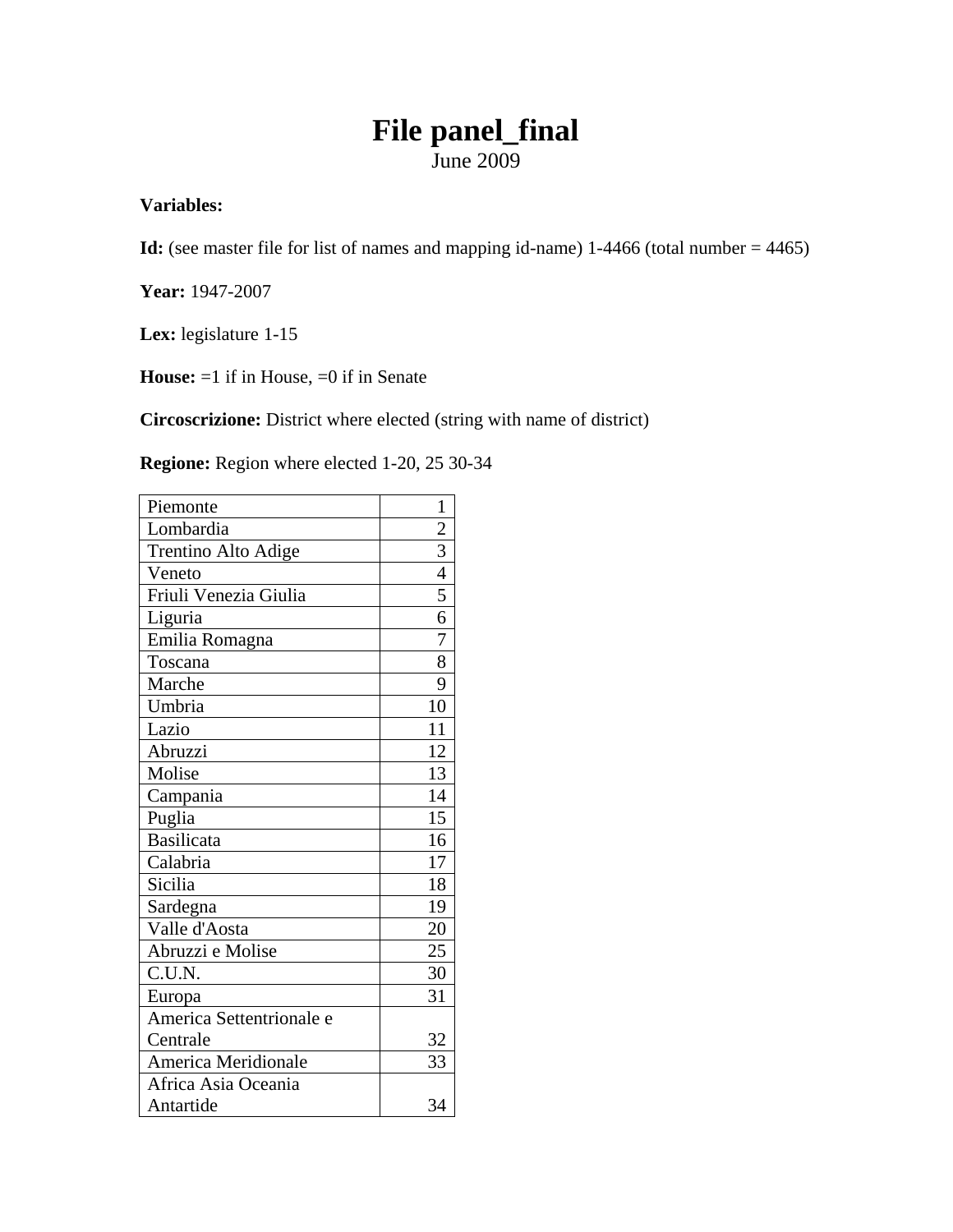# File panel_final

June 2009

**Variables:**

**Id:** (see master file for list of names and mapping id-name) 1-4466 (total number = 4465)

**Year:** 1947-2007

**Lex:** legislature 1-15

**House:** =1 if in House, =0 if in Senate

**Circoscrizione:** District where elected (string with name of district)

**Regione:** Region where elected 1-20, 25 30-34

| | |
|---|---|
| Piemonte | 1 |
| Lombardia | 2 |
| Trentino Alto Adige | 3 |
| Veneto | 4 |
| Friuli Venezia Giulia | 5 |
| Liguria | 6 |
| Emilia Romagna | 7 |
| Toscana | 8 |
| Marche | 9 |
| Umbria | 10 |
| Lazio | 11 |
| Abruzzi | 12 |
| Molise | 13 |
| Campania | 14 |
| Puglia | 15 |
| Basilicata | 16 |
| Calabria | 17 |
| Sicilia | 18 |
| Sardegna | 19 |
| Valle d'Aosta | 20 |
| Abruzzi e Molise | 25 |
| C.U.N. | 30 |
| Europa | 31 |
| America Settentrionale e Centrale | 32 |
| America Meridionale | 33 |
| Africa Asia Oceania Antartide | 34 |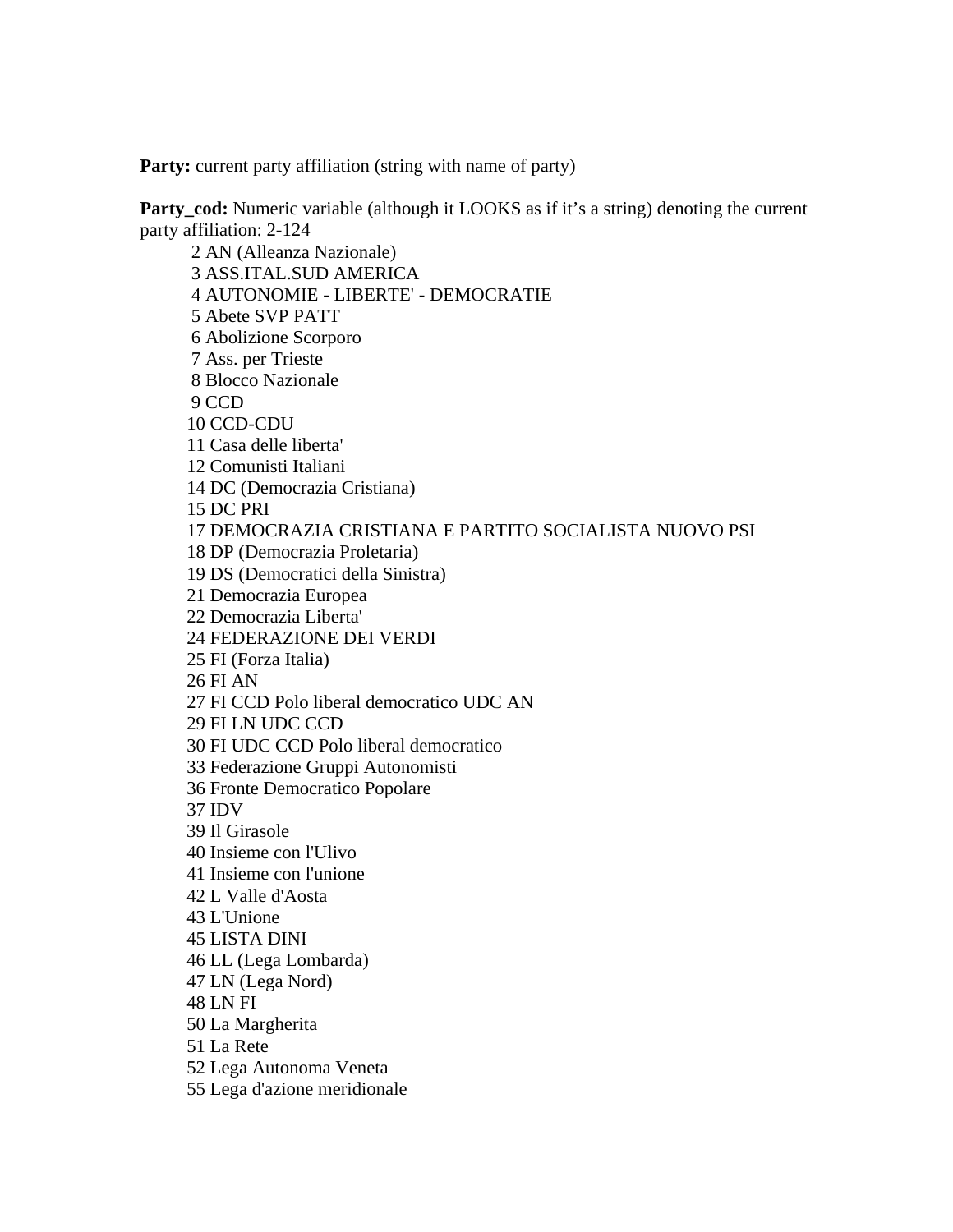**Party:** current party affiliation (string with name of party)

**Party_cod:** Numeric variable (although it LOOKS as if it's a string) denoting the current party affiliation: 2-124

2 AN (Alleanza Nazionale)  
3 ASS.ITAL.SUD AMERICA  
4 AUTONOMIE - LIBERTE' - DEMOCRATIE  
5 Abete SVP PATT  
6 Abolizione Scorporo  
7 Ass. per Trieste  
8 Blocco Nazionale  
9 CCD  
10 CCD-CDU  
11 Casa delle liberta'  
12 Comunisti Italiani  
14 DC (Democrazia Cristiana)  
15 DC PRI  
17 DEMOCRAZIA CRISTIANA E PARTITO SOCIALISTA NUOVO PSI  
18 DP (Democrazia Proletaria)  
19 DS (Democratici della Sinistra)  
21 Democrazia Europea  
22 Democrazia Liberta'  
24 FEDERAZIONE DEI VERDI  
25 FI (Forza Italia)  
26 FI AN  
27 FI CCD Polo liberal democratico UDC AN  
29 FI LN UDC CCD  
30 FI UDC CCD Polo liberal democratico  
33 Federazione Gruppi Autonomisti  
36 Fronte Democratico Popolare  
37 IDV  
39 Il Girasole  
40 Insieme con l'Ulivo  
41 Insieme con l'unione  
42 L Valle d'Aosta  
43 L'Unione  
45 LISTA DINI  
46 LL (Lega Lombarda)  
47 LN (Lega Nord)  
48 LN FI  
50 La Margherita  
51 La Rete  
52 Lega Autonoma Veneta  
55 Lega d'azione meridionale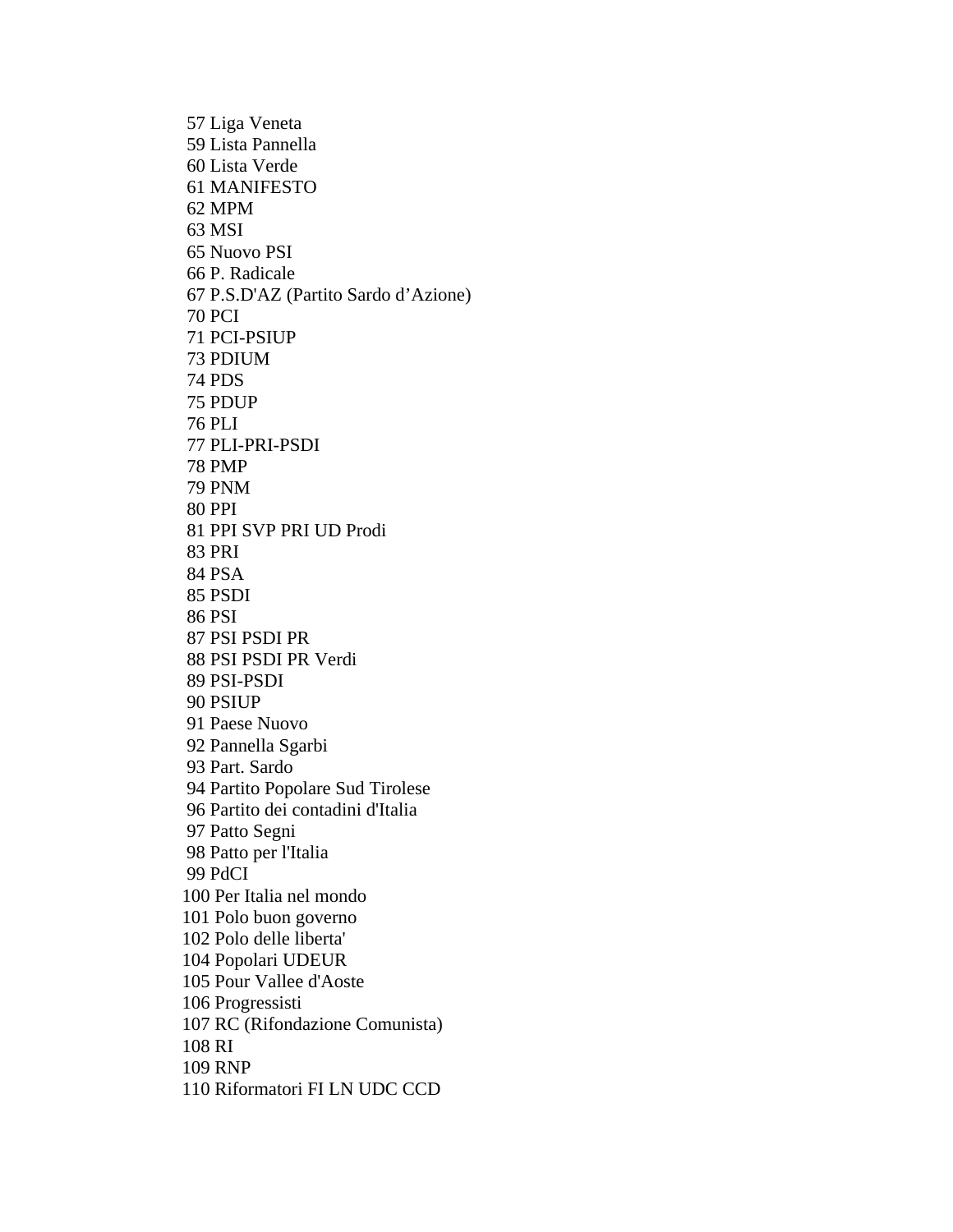57 Liga Veneta
59 Lista Pannella
60 Lista Verde
61 MANIFESTO
62 MPM
63 MSI
65 Nuovo PSI
66 P. Radicale
67 P.S.D'AZ (Partito Sardo d'Azione)
70 PCI
71 PCI-PSIUP
73 PDIUM
74 PDS
75 PDUP
76 PLI
77 PLI-PRI-PSDI
78 PMP
79 PNM
80 PPI
81 PPI SVP PRI UD Prodi
83 PRI
84 PSA
85 PSDI
86 PSI
87 PSI PSDI PR
88 PSI PSDI PR Verdi
89 PSI-PSDI
90 PSIUP
91 Paese Nuovo
92 Pannella Sgarbi
93 Part. Sardo
94 Partito Popolare Sud Tirolese
96 Partito dei contadini d'Italia
97 Patto Segni
98 Patto per l'Italia
99 PdCI
100 Per Italia nel mondo
101 Polo buon governo
102 Polo delle liberta'
104 Popolari UDEUR
105 Pour Vallee d'Aoste
106 Progressisti
107 RC (Rifondazione Comunista)
108 RI
109 RNP
110 Riformatori FI LN UDC CCD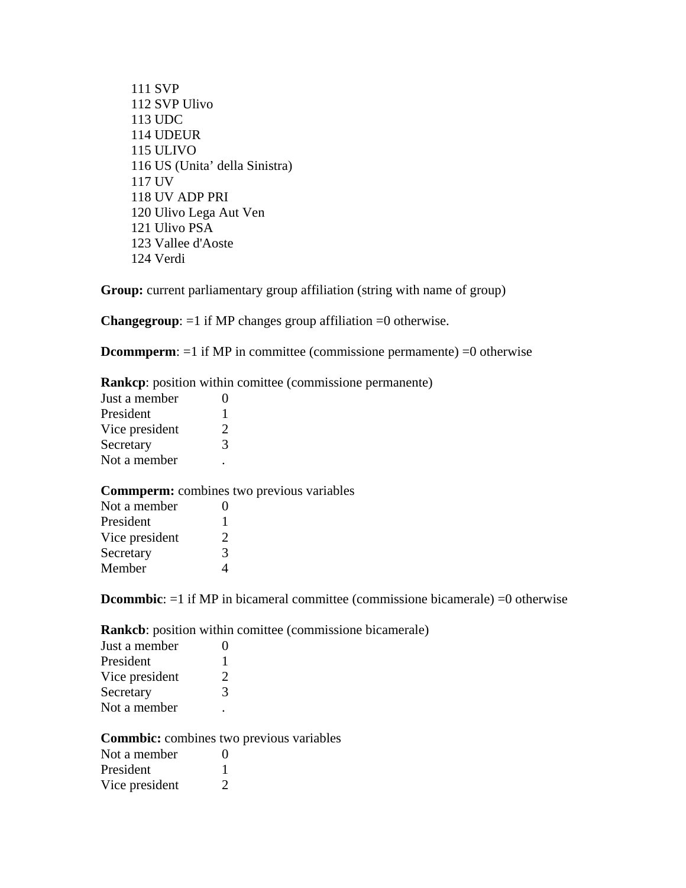111 SVP
112 SVP Ulivo
113 UDC
114 UDEUR
115 ULIVO
116 US (Unita' della Sinistra)
117 UV
118 UV ADP PRI
120 Ulivo Lega Aut Ven
121 Ulivo PSA
123 Vallee d'Aoste
124 Verdi

**Group:** current parliamentary group affiliation (string with name of group)

**Changegroup**: =1 if MP changes group affiliation =0 otherwise.

**Dcommperm**: =1 if MP in committee (commissione permamente) =0 otherwise

**Rankcp**: position within comittee (commissione permanente)

| | |
|---|---|
| Just a member | 0 |
| President | 1 |
| Vice president | 2 |
| Secretary | 3 |
| Not a member | . |

**Commperm:** combines two previous variables

| | |
|---|---|
| Not a member | 0 |
| President | 1 |
| Vice president | 2 |
| Secretary | 3 |
| Member | 4 |

**Dcommbic**: =1 if MP in bicameral committee (commissione bicamerale) =0 otherwise

**Rankcb**: position within comittee (commissione bicamerale)

| | |
|---|---|
| Just a member | 0 |
| President | 1 |
| Vice president | 2 |
| Secretary | 3 |
| Not a member | . |

**Commbic:** combines two previous variables

| | |
|---|---|
| Not a member | 0 |
| President | 1 |
| Vice president | 2 |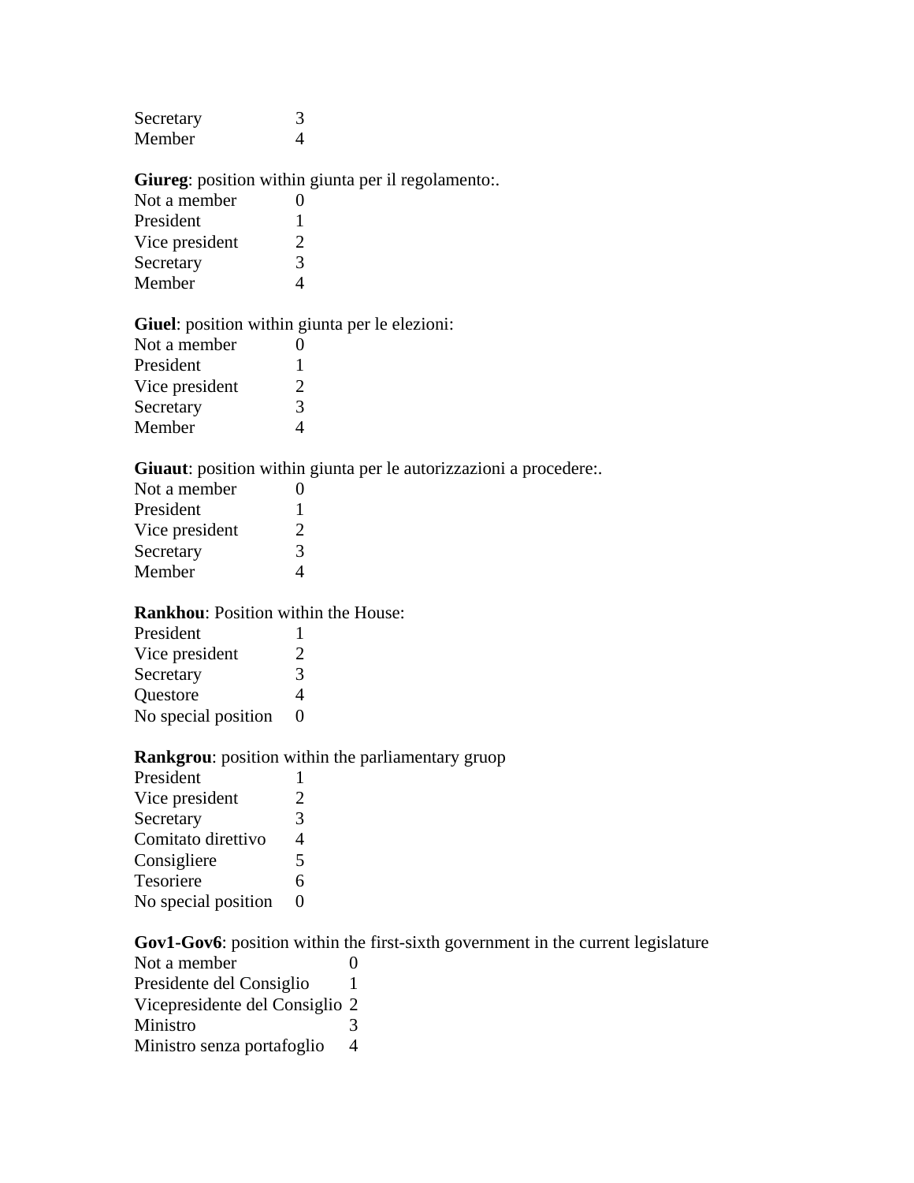Secretary 3
Member 4

**Giureg**: position within giunta per il regolamento:.

| | |
|---|---|
| Not a member | 0 |
| President | 1 |
| Vice president | 2 |
| Secretary | 3 |
| Member | 4 |

**Giuel**: position within giunta per le elezioni:

| | |
|---|---|
| Not a member | 0 |
| President | 1 |
| Vice president | 2 |
| Secretary | 3 |
| Member | 4 |

**Giuaut**: position within giunta per le autorizzazioni a procedere:.

| | |
|---|---|
| Not a member | 0 |
| President | 1 |
| Vice president | 2 |
| Secretary | 3 |
| Member | 4 |

**Rankhou**: Position within the House:

| | |
|---|---|
| President | 1 |
| Vice president | 2 |
| Secretary | 3 |
| Questore | 4 |
| No special position | 0 |

**Rankgrou**: position within the parliamentary gruop

| | |
|---|---|
| President | 1 |
| Vice president | 2 |
| Secretary | 3 |
| Comitato direttivo | 4 |
| Consigliere | 5 |
| Tesoriere | 6 |
| No special position | 0 |

**Gov1-Gov6**: position within the first-sixth government in the current legislature

| | |
|---|---|
| Not a member | 0 |
| Presidente del Consiglio | 1 |
| Vicepresidente del Consiglio | 2 |
| Ministro | 3 |
| Ministro senza portafoglio | 4 |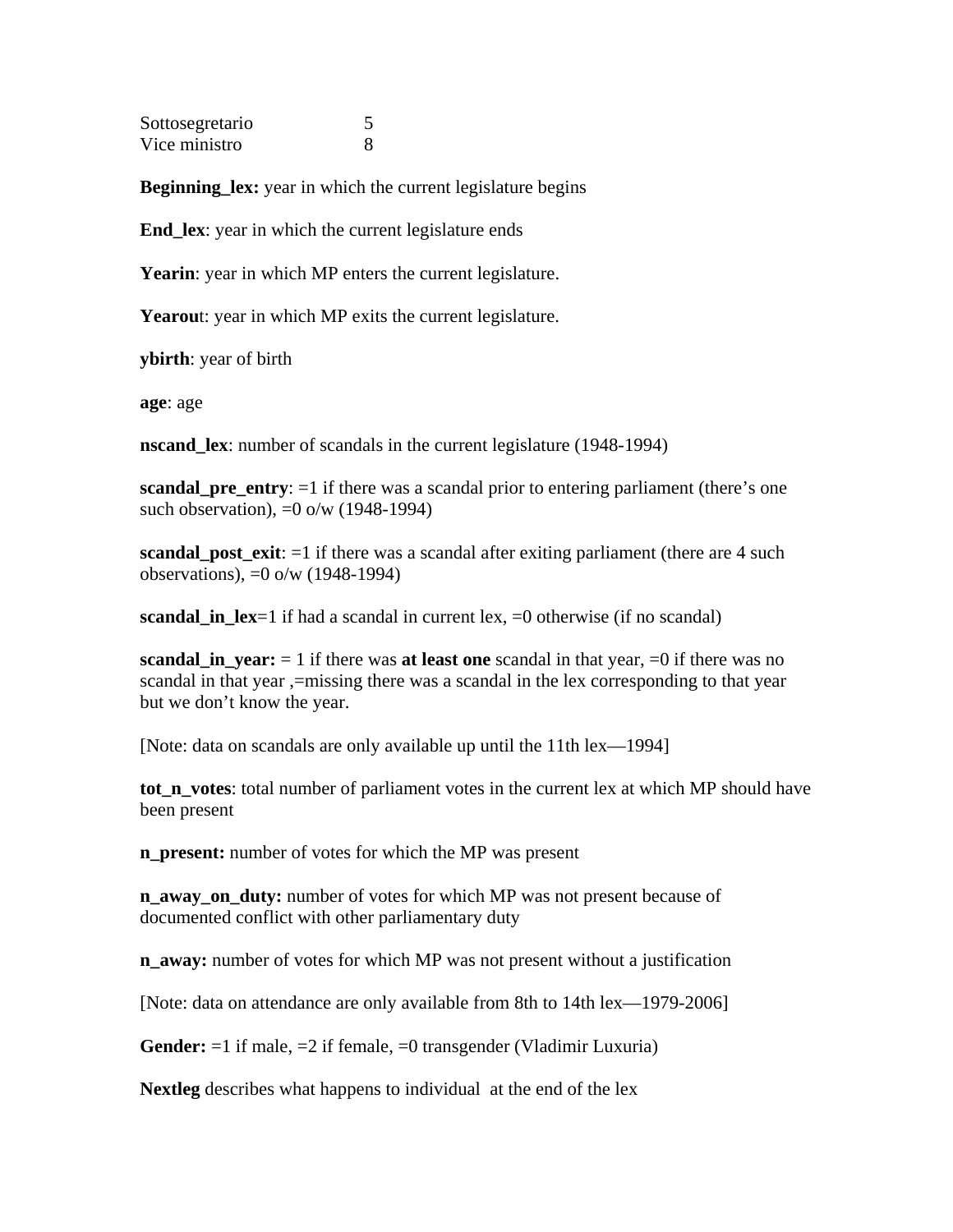| | |
|---|---|
| Sottosegretario | 5 |
| Vice ministro | 8 |

**Beginning_lex:** year in which the current legislature begins

**End_lex**: year in which the current legislature ends

**Yearin**: year in which MP enters the current legislature.

**Yearou**t: year in which MP exits the current legislature.

**ybirth**: year of birth

**age**: age

**nscand_lex**: number of scandals in the current legislature (1948-1994)

**scandal_pre_entry**: =1 if there was a scandal prior to entering parliament (there's one such observation), =0 o/w (1948-1994)

**scandal_post_exit**: =1 if there was a scandal after exiting parliament (there are 4 such observations), =0 o/w (1948-1994)

**scandal_in_lex**=1 if had a scandal in current lex, =0 otherwise (if no scandal)

**scandal_in_year:** = 1 if there was **at least one** scandal in that year, =0 if there was no scandal in that year ,=missing there was a scandal in the lex corresponding to that year but we don't know the year.

[Note: data on scandals are only available up until the 11th lex—1994]

**tot_n_votes**: total number of parliament votes in the current lex at which MP should have been present

**n_present:** number of votes for which the MP was present

**n_away_on_duty:** number of votes for which MP was not present because of documented conflict with other parliamentary duty

**n_away:** number of votes for which MP was not present without a justification

[Note: data on attendance are only available from 8th to 14th lex—1979-2006]

**Gender:** =1 if male, =2 if female, =0 transgender (Vladimir Luxuria)

**Nextleg** describes what happens to individual at the end of the lex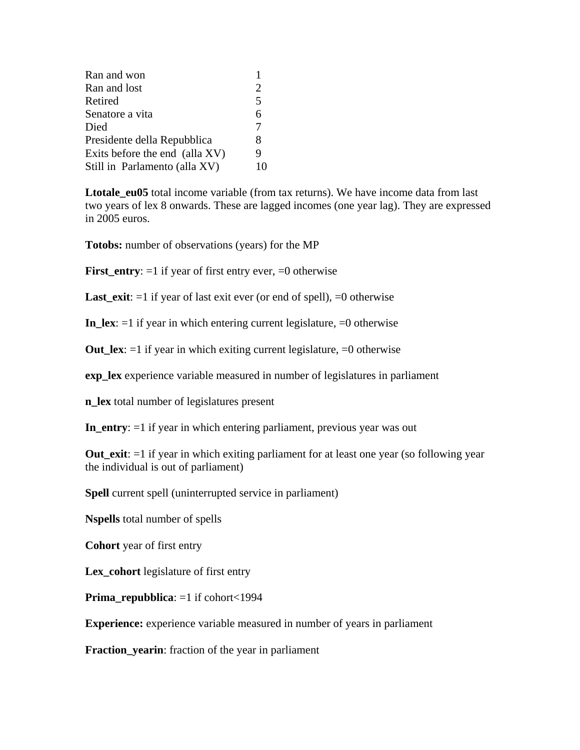| | |
|---|---|
| Ran and won | 1 |
| Ran and lost | 2 |
| Retired | 5 |
| Senatore a vita | 6 |
| Died | 7 |
| Presidente della Repubblica | 8 |
| Exits before the end (alla XV) | 9 |
| Still in Parlamento (alla XV) | 10 |

**Ltotale_eu05** total income variable (from tax returns). We have income data from last two years of lex 8 onwards. These are lagged incomes (one year lag). They are expressed in 2005 euros.

**Totobs:** number of observations (years) for the MP

**First_entry**: =1 if year of first entry ever, =0 otherwise

**Last_exit**: =1 if year of last exit ever (or end of spell), =0 otherwise

**In_lex**: =1 if year in which entering current legislature, =0 otherwise

**Out_lex**: =1 if year in which exiting current legislature, =0 otherwise

**exp_lex** experience variable measured in number of legislatures in parliament

**n_lex** total number of legislatures present

**In_entry**: =1 if year in which entering parliament, previous year was out

**Out_exit**: =1 if year in which exiting parliament for at least one year (so following year the individual is out of parliament)

**Spell** current spell (uninterrupted service in parliament)

**Nspells** total number of spells

**Cohort** year of first entry

**Lex_cohort** legislature of first entry

**Prima_repubblica**: =1 if cohort<1994

**Experience:** experience variable measured in number of years in parliament

**Fraction_yearin**: fraction of the year in parliament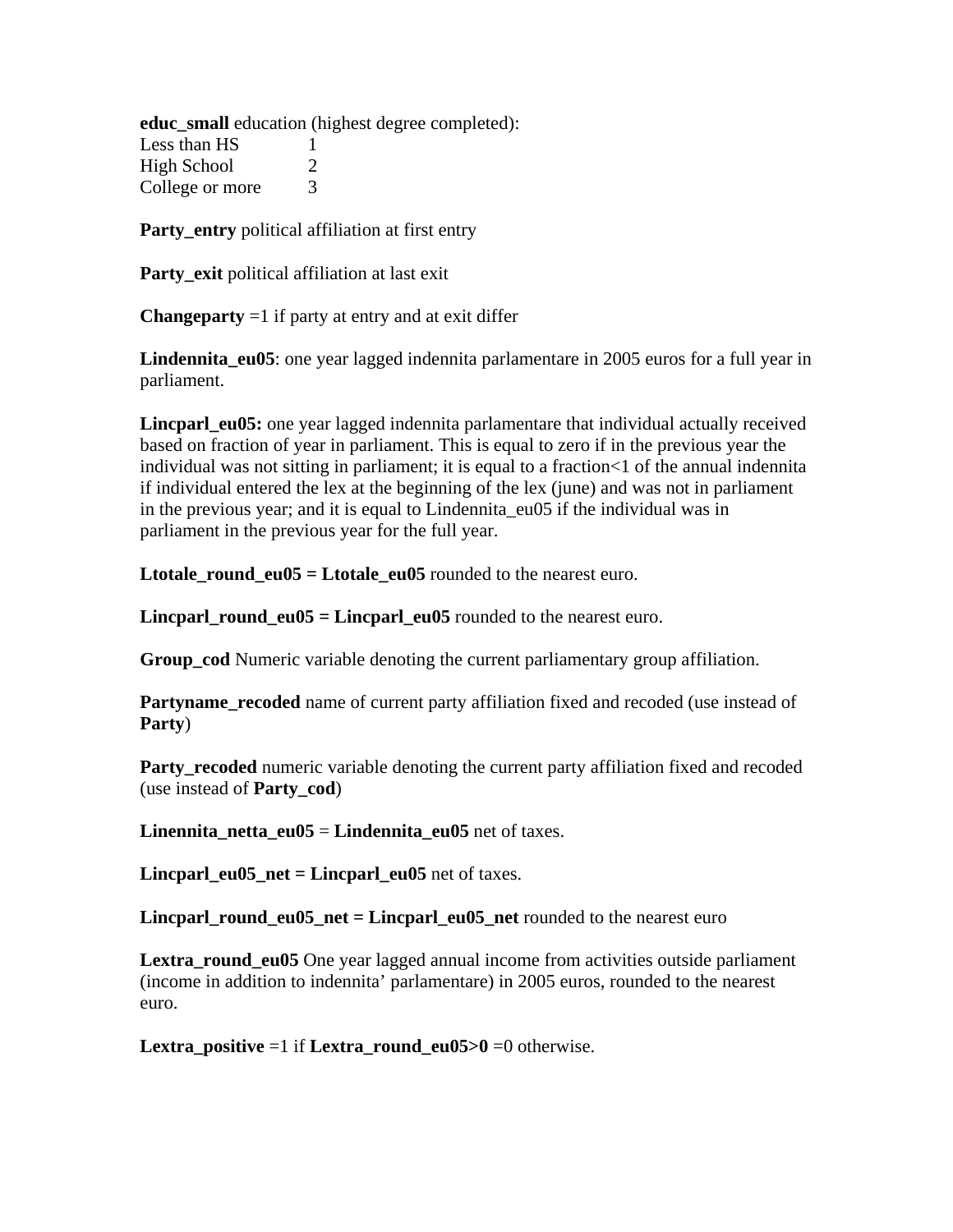**educ_small** education (highest degree completed):

| | |
|---|---|
| Less than HS | 1 |
| High School | 2 |
| College or more | 3 |

**Party_entry** political affiliation at first entry

**Party_exit** political affiliation at last exit

**Changeparty** =1 if party at entry and at exit differ

**Lindennita_eu05**: one year lagged indennita parlamentare in 2005 euros for a full year in parliament.

**Lincparl_eu05:** one year lagged indennita parlamentare that individual actually received based on fraction of year in parliament. This is equal to zero if in the previous year the individual was not sitting in parliament; it is equal to a fraction<1 of the annual indennita if individual entered the lex at the beginning of the lex (june) and was not in parliament in the previous year; and it is equal to Lindennita_eu05 if the individual was in parliament in the previous year for the full year.

**Ltotale_round_eu05 = Ltotale_eu05** rounded to the nearest euro.

**Lincparl_round_eu05 = Lincparl_eu05** rounded to the nearest euro.

**Group_cod** Numeric variable denoting the current parliamentary group affiliation.

**Partyname_recoded** name of current party affiliation fixed and recoded (use instead of **Party**)

**Party_recoded** numeric variable denoting the current party affiliation fixed and recoded (use instead of **Party_cod**)

**Linennita_netta_eu05** = **Lindennita_eu05** net of taxes.

**Lincparl_eu05_net = Lincparl_eu05** net of taxes.

**Lincparl_round_eu05_net = Lincparl_eu05_net** rounded to the nearest euro

**Lextra_round_eu05** One year lagged annual income from activities outside parliament (income in addition to indennita' parlamentare) in 2005 euros, rounded to the nearest euro.

**Lextra_positive** =1 if **Lextra_round_eu05>0** =0 otherwise.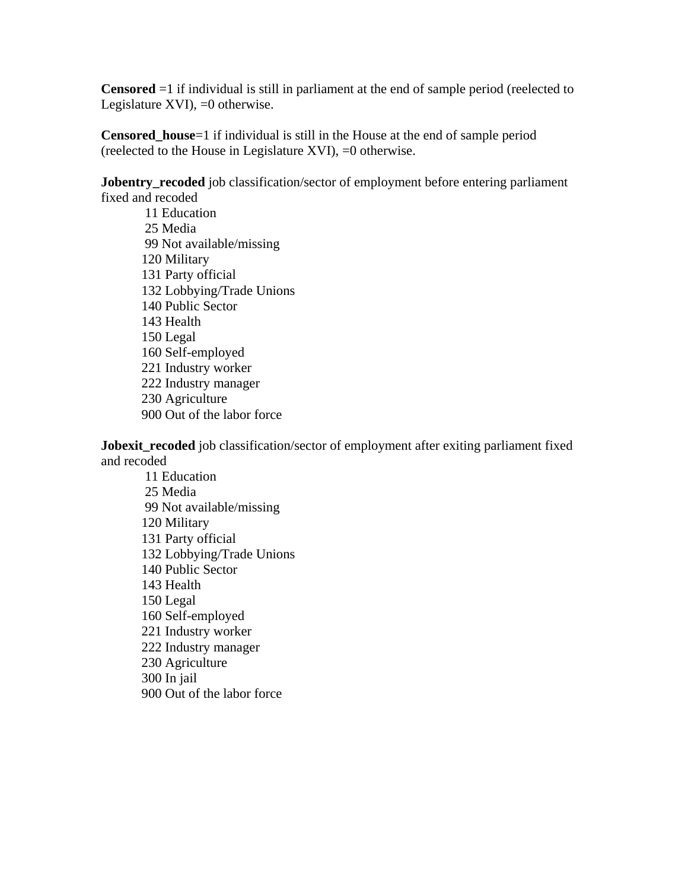**Censored** =1 if individual is still in parliament at the end of sample period (reelected to Legislature XVI), =0 otherwise.

**Censored_house**=1 if individual is still in the House at the end of sample period (reelected to the House in Legislature XVI), =0 otherwise.

**Jobentry_recoded** job classification/sector of employment before entering parliament fixed and recoded

11 Education
25 Media
99 Not available/missing
120 Military
131 Party official
132 Lobbying/Trade Unions
140 Public Sector
143 Health
150 Legal
160 Self-employed
221 Industry worker
222 Industry manager
230 Agriculture
900 Out of the labor force

**Jobexit_recoded** job classification/sector of employment after exiting parliament fixed and recoded

11 Education
25 Media
99 Not available/missing
120 Military
131 Party official
132 Lobbying/Trade Unions
140 Public Sector
143 Health
150 Legal
160 Self-employed
221 Industry worker
222 Industry manager
230 Agriculture
300 In jail
900 Out of the labor force